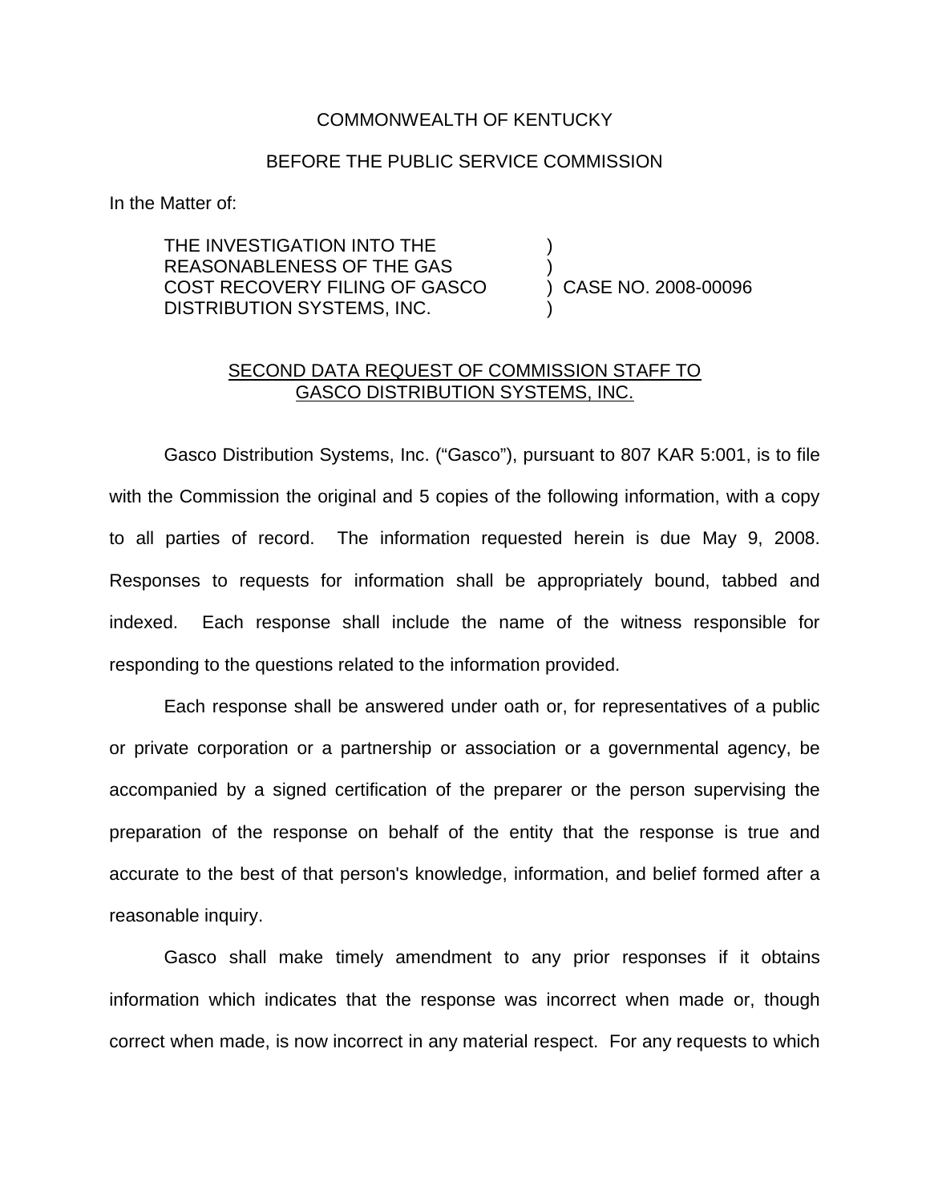COMMONWEALTH OF KENTUCKY

BEFORE THE PUBLIC SERVICE COMMISSION

In the Matter of:

| | | |
|---|---|---|
| THE INVESTIGATION INTO THE REASONABLENESS OF THE GAS COST RECOVERY FILING OF GASCO DISTRIBUTION SYSTEMS, INC. | ) ) ) ) | CASE NO. 2008-00096 |

<u>SECOND DATA REQUEST OF COMMISSION STAFF TO GASCO DISTRIBUTION SYSTEMS, INC.</u>

Gasco Distribution Systems, Inc. ("Gasco"), pursuant to 807 KAR 5:001, is to file with the Commission the original and 5 copies of the following information, with a copy to all parties of record. The information requested herein is due May 9, 2008. Responses to requests for information shall be appropriately bound, tabbed and indexed. Each response shall include the name of the witness responsible for responding to the questions related to the information provided.

Each response shall be answered under oath or, for representatives of a public or private corporation or a partnership or association or a governmental agency, be accompanied by a signed certification of the preparer or the person supervising the preparation of the response on behalf of the entity that the response is true and accurate to the best of that person's knowledge, information, and belief formed after a reasonable inquiry.

Gasco shall make timely amendment to any prior responses if it obtains information which indicates that the response was incorrect when made or, though correct when made, is now incorrect in any material respect. For any requests to which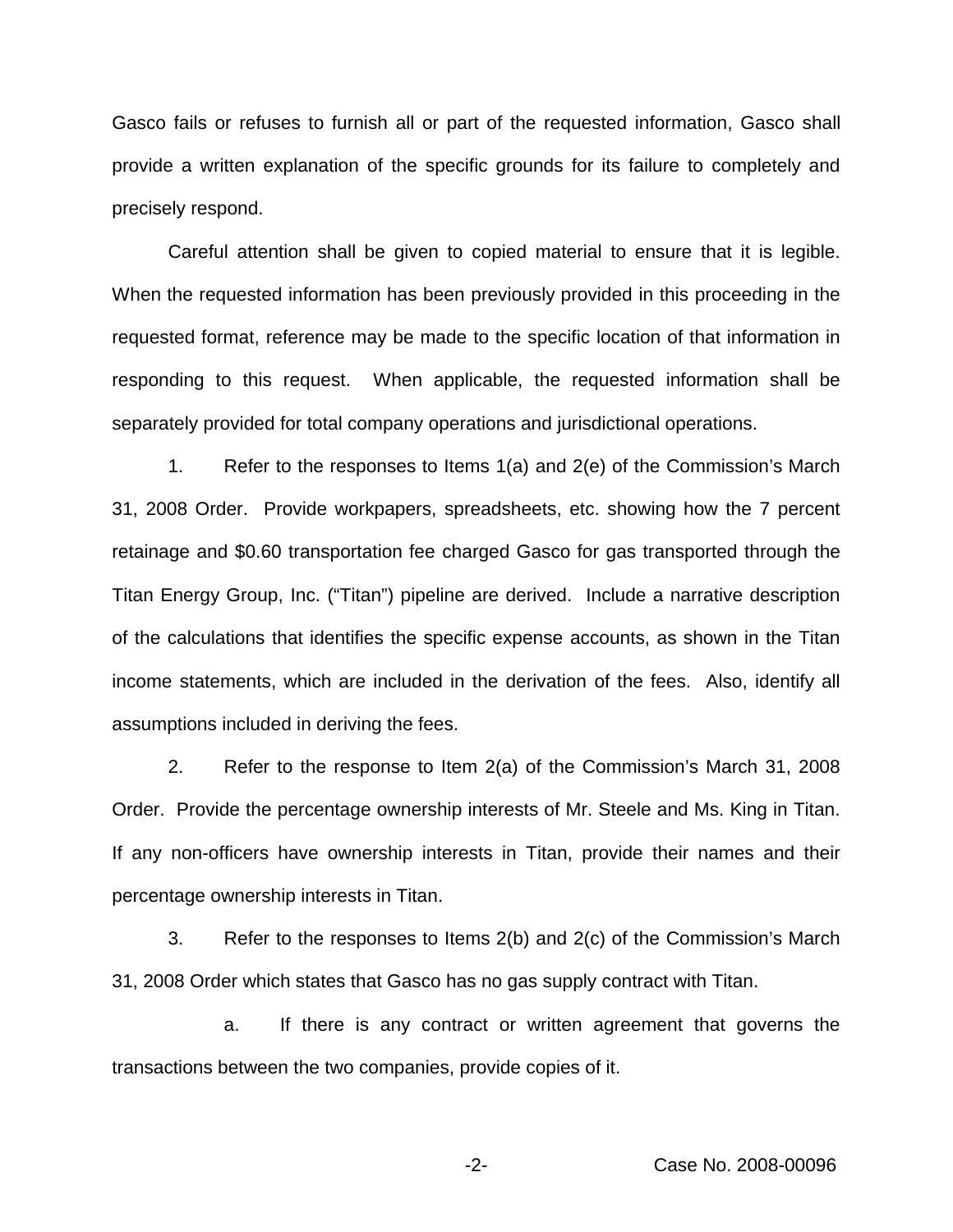Gasco fails or refuses to furnish all or part of the requested information, Gasco shall provide a written explanation of the specific grounds for its failure to completely and precisely respond.

Careful attention shall be given to copied material to ensure that it is legible. When the requested information has been previously provided in this proceeding in the requested format, reference may be made to the specific location of that information in responding to this request. When applicable, the requested information shall be separately provided for total company operations and jurisdictional operations.

1. Refer to the responses to Items 1(a) and 2(e) of the Commission's March 31, 2008 Order. Provide workpapers, spreadsheets, etc. showing how the 7 percent retainage and $0.60 transportation fee charged Gasco for gas transported through the Titan Energy Group, Inc. ("Titan") pipeline are derived. Include a narrative description of the calculations that identifies the specific expense accounts, as shown in the Titan income statements, which are included in the derivation of the fees. Also, identify all assumptions included in deriving the fees.

2. Refer to the response to Item 2(a) of the Commission's March 31, 2008 Order. Provide the percentage ownership interests of Mr. Steele and Ms. King in Titan. If any non-officers have ownership interests in Titan, provide their names and their percentage ownership interests in Titan.

3. Refer to the responses to Items 2(b) and 2(c) of the Commission's March 31, 2008 Order which states that Gasco has no gas supply contract with Titan.

   a. If there is any contract or written agreement that governs the transactions between the two companies, provide copies of it.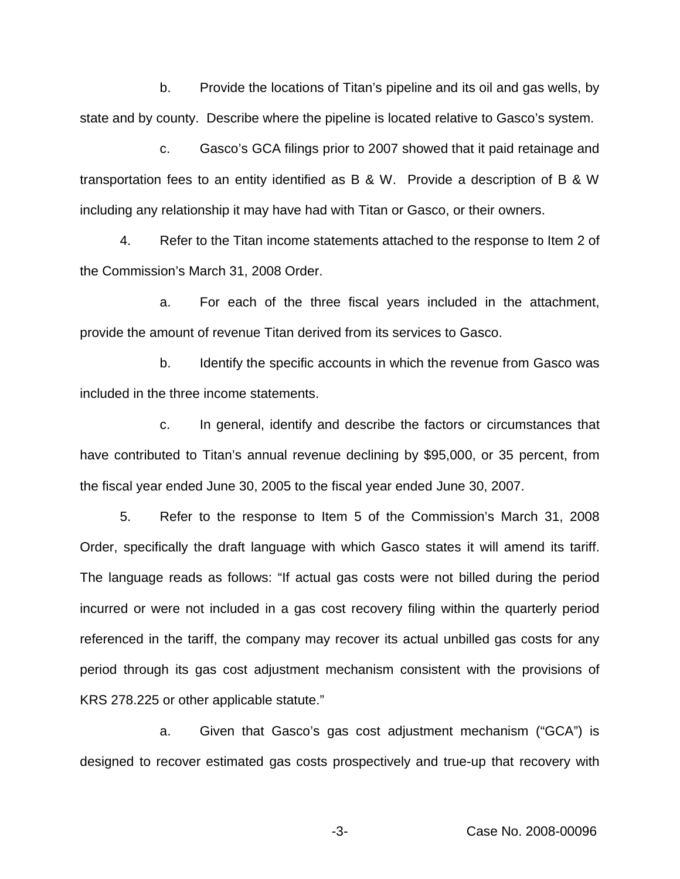b. Provide the locations of Titan's pipeline and its oil and gas wells, by state and by county. Describe where the pipeline is located relative to Gasco's system.

c. Gasco's GCA filings prior to 2007 showed that it paid retainage and transportation fees to an entity identified as B & W. Provide a description of B & W including any relationship it may have had with Titan or Gasco, or their owners.

4. Refer to the Titan income statements attached to the response to Item 2 of the Commission's March 31, 2008 Order.

a. For each of the three fiscal years included in the attachment, provide the amount of revenue Titan derived from its services to Gasco.

b. Identify the specific accounts in which the revenue from Gasco was included in the three income statements.

c. In general, identify and describe the factors or circumstances that have contributed to Titan's annual revenue declining by $95,000, or 35 percent, from the fiscal year ended June 30, 2005 to the fiscal year ended June 30, 2007.

5. Refer to the response to Item 5 of the Commission's March 31, 2008 Order, specifically the draft language with which Gasco states it will amend its tariff. The language reads as follows: "If actual gas costs were not billed during the period incurred or were not included in a gas cost recovery filing within the quarterly period referenced in the tariff, the company may recover its actual unbilled gas costs for any period through its gas cost adjustment mechanism consistent with the provisions of KRS 278.225 or other applicable statute."

a. Given that Gasco's gas cost adjustment mechanism ("GCA") is designed to recover estimated gas costs prospectively and true-up that recovery with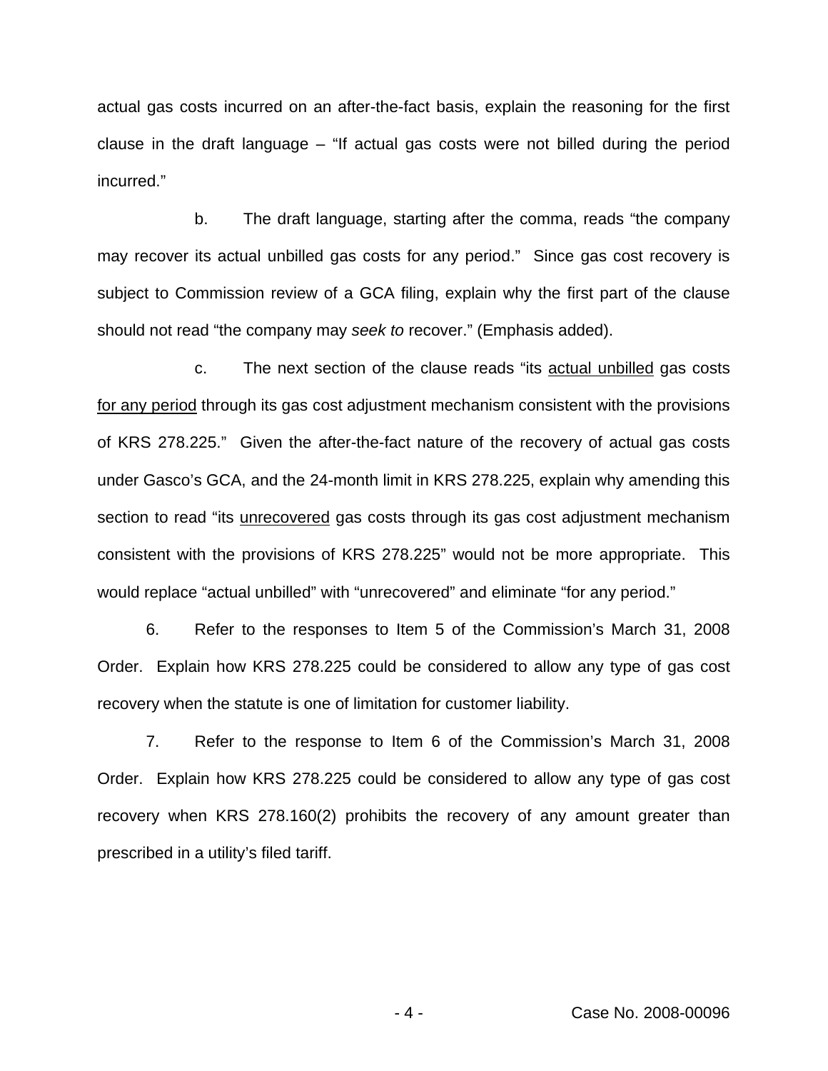actual gas costs incurred on an after-the-fact basis, explain the reasoning for the first clause in the draft language – "If actual gas costs were not billed during the period incurred."

b. The draft language, starting after the comma, reads "the company may recover its actual unbilled gas costs for any period." Since gas cost recovery is subject to Commission review of a GCA filing, explain why the first part of the clause should not read "the company may *seek to* recover." (Emphasis added).

c. The next section of the clause reads "its <u>actual unbilled</u> gas costs <u>for any period</u> through its gas cost adjustment mechanism consistent with the provisions of KRS 278.225." Given the after-the-fact nature of the recovery of actual gas costs under Gasco's GCA, and the 24-month limit in KRS 278.225, explain why amending this section to read "its <u>unrecovered</u> gas costs through its gas cost adjustment mechanism consistent with the provisions of KRS 278.225" would not be more appropriate. This would replace "actual unbilled" with "unrecovered" and eliminate "for any period."

6. Refer to the responses to Item 5 of the Commission's March 31, 2008 Order. Explain how KRS 278.225 could be considered to allow any type of gas cost recovery when the statute is one of limitation for customer liability.

7. Refer to the response to Item 6 of the Commission's March 31, 2008 Order. Explain how KRS 278.225 could be considered to allow any type of gas cost recovery when KRS 278.160(2) prohibits the recovery of any amount greater than prescribed in a utility's filed tariff.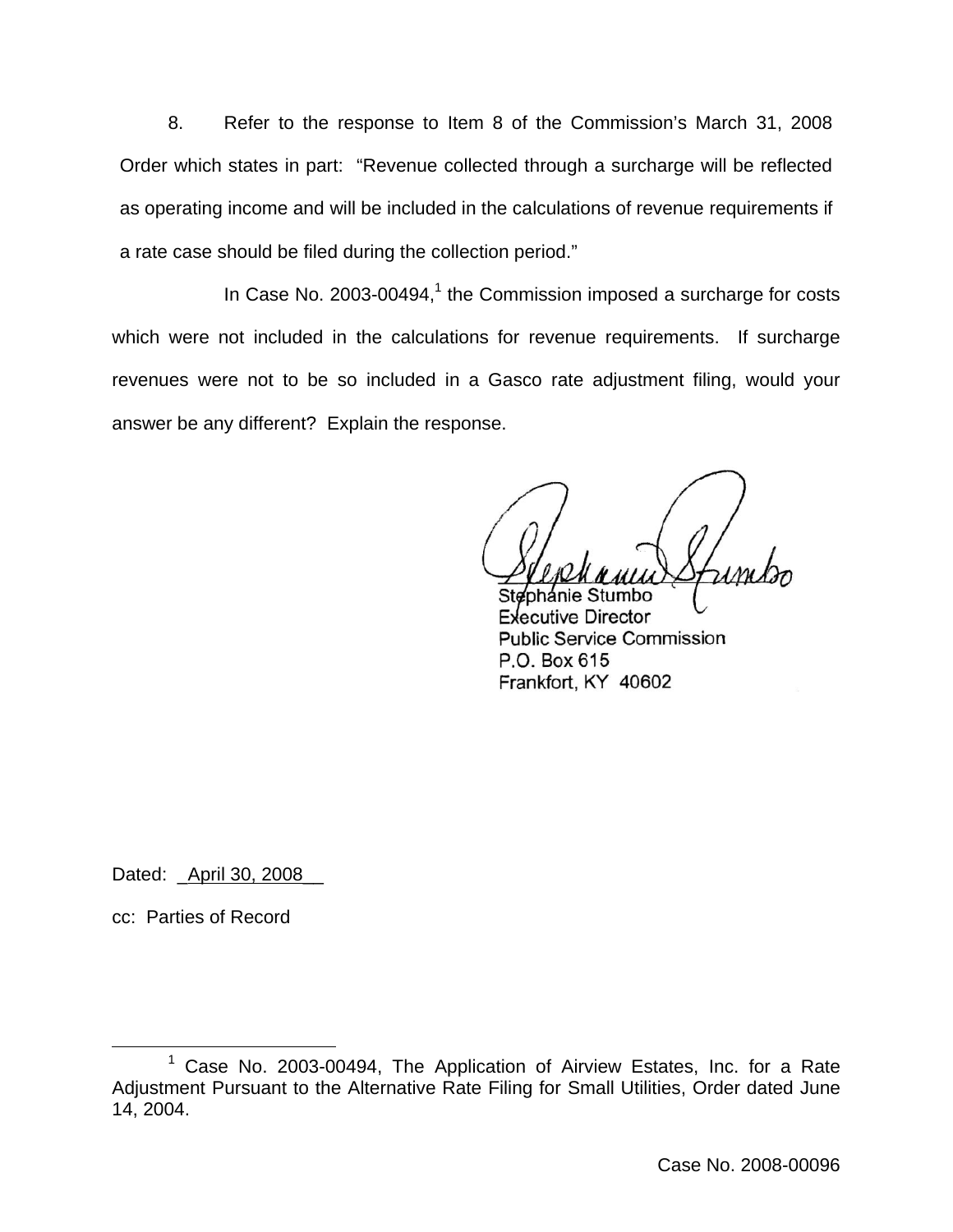8. Refer to the response to Item 8 of the Commission's March 31, 2008 Order which states in part: "Revenue collected through a surcharge will be reflected as operating income and will be included in the calculations of revenue requirements if a rate case should be filed during the collection period."

In Case No. 2003-00494,[1] the Commission imposed a surcharge for costs which were not included in the calculations for revenue requirements. If surcharge revenues were not to be so included in a Gasco rate adjustment filing, would your answer be any different? Explain the response.

Stephanie Stumbo
Executive Director
Public Service Commission
P.O. Box 615
Frankfort, KY 40602

Dated: April 30, 2008

cc: Parties of Record

[1] Case No. 2003-00494, The Application of Airview Estates, Inc. for a Rate Adjustment Pursuant to the Alternative Rate Filing for Small Utilities, Order dated June 14, 2004.

Case No. 2008-00096